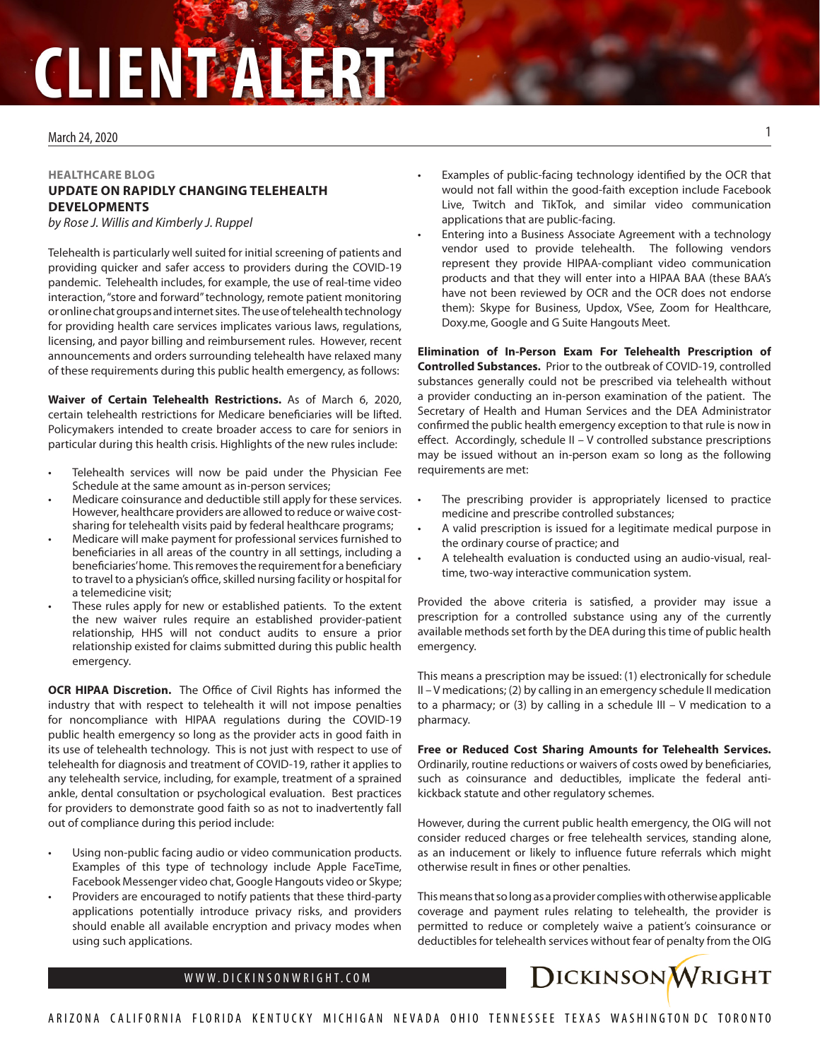# CLIENT ALERT

March 24, 2020

**HEALTHCARE BLOG**

## UPDATE ON RAPIDLY CHANGING TELEHEALTH DEVELOPMENTS

*by Rose J. Willis and Kimberly J. Ruppel*

Telehealth is particularly well suited for initial screening of patients and providing quicker and safer access to providers during the COVID-19 pandemic. Telehealth includes, for example, the use of real-time video interaction, "store and forward" technology, remote patient monitoring or online chat groups and internet sites. The use of telehealth technology for providing health care services implicates various laws, regulations, licensing, and payor billing and reimbursement rules. However, recent announcements and orders surrounding telehealth have relaxed many of these requirements during this public health emergency, as follows:

**Waiver of Certain Telehealth Restrictions.** As of March 6, 2020, certain telehealth restrictions for Medicare beneficiaries will be lifted. Policymakers intended to create broader access to care for seniors in particular during this health crisis. Highlights of the new rules include:

- Telehealth services will now be paid under the Physician Fee Schedule at the same amount as in-person services;
- Medicare coinsurance and deductible still apply for these services. However, healthcare providers are allowed to reduce or waive cost-sharing for telehealth visits paid by federal healthcare programs;
- Medicare will make payment for professional services furnished to beneficiaries in all areas of the country in all settings, including a beneficiaries' home. This removes the requirement for a beneficiary to travel to a physician's office, skilled nursing facility or hospital for a telemedicine visit;
- These rules apply for new or established patients. To the extent the new waiver rules require an established provider-patient relationship, HHS will not conduct audits to ensure a prior relationship existed for claims submitted during this public health emergency.

**OCR HIPAA Discretion.** The Office of Civil Rights has informed the industry that with respect to telehealth it will not impose penalties for noncompliance with HIPAA regulations during the COVID-19 public health emergency so long as the provider acts in good faith in its use of telehealth technology. This is not just with respect to use of telehealth for diagnosis and treatment of COVID-19, rather it applies to any telehealth service, including, for example, treatment of a sprained ankle, dental consultation or psychological evaluation. Best practices for providers to demonstrate good faith so as not to inadvertently fall out of compliance during this period include:

- Using non-public facing audio or video communication products. Examples of this type of technology include Apple FaceTime, Facebook Messenger video chat, Google Hangouts video or Skype;
- Providers are encouraged to notify patients that these third-party applications potentially introduce privacy risks, and providers should enable all available encryption and privacy modes when using such applications.
- Examples of public-facing technology identified by the OCR that would not fall within the good-faith exception include Facebook Live, Twitch and TikTok, and similar video communication applications that are public-facing.
- Entering into a Business Associate Agreement with a technology vendor used to provide telehealth. The following vendors represent they provide HIPAA-compliant video communication products and that they will enter into a HIPAA BAA (these BAA's have not been reviewed by OCR and the OCR does not endorse them): Skype for Business, Updox, VSee, Zoom for Healthcare, Doxy.me, Google and G Suite Hangouts Meet.

**Elimination of In-Person Exam For Telehealth Prescription of Controlled Substances.** Prior to the outbreak of COVID-19, controlled substances generally could not be prescribed via telehealth without a provider conducting an in-person examination of the patient. The Secretary of Health and Human Services and the DEA Administrator confirmed the public health emergency exception to that rule is now in effect. Accordingly, schedule II – V controlled substance prescriptions may be issued without an in-person exam so long as the following requirements are met:

- The prescribing provider is appropriately licensed to practice medicine and prescribe controlled substances;
- A valid prescription is issued for a legitimate medical purpose in the ordinary course of practice; and
- A telehealth evaluation is conducted using an audio-visual, real-time, two-way interactive communication system.

Provided the above criteria is satisfied, a provider may issue a prescription for a controlled substance using any of the currently available methods set forth by the DEA during this time of public health emergency.

This means a prescription may be issued: (1) electronically for schedule II – V medications; (2) by calling in an emergency schedule II medication to a pharmacy; or (3) by calling in a schedule III – V medication to a pharmacy.

**Free or Reduced Cost Sharing Amounts for Telehealth Services.** Ordinarily, routine reductions or waivers of costs owed by beneficiaries, such as coinsurance and deductibles, implicate the federal anti-kickback statute and other regulatory schemes.

However, during the current public health emergency, the OIG will not consider reduced charges or free telehealth services, standing alone, as an inducement or likely to influence future referrals which might otherwise result in fines or other penalties.

This means that so long as a provider complies with otherwise applicable coverage and payment rules relating to telehealth, the provider is permitted to reduce or completely waive a patient's coinsurance or deductibles for telehealth services without fear of penalty from the OIG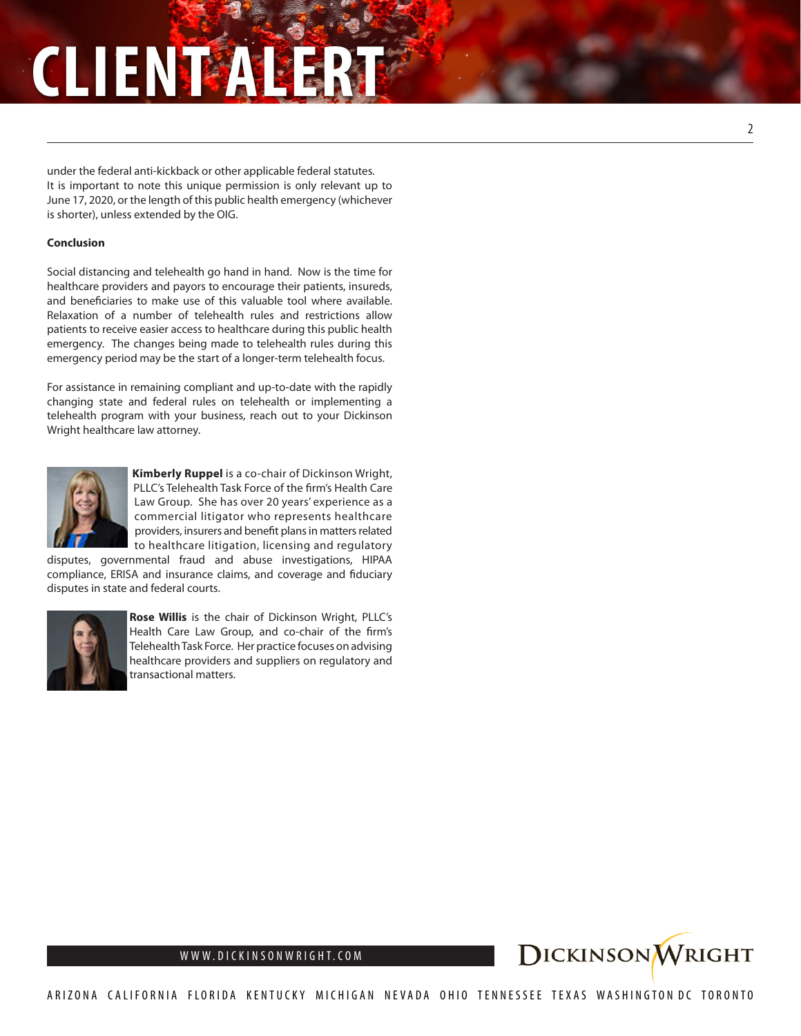under the federal anti-kickback or other applicable federal statutes. It is important to note this unique permission is only relevant up to June 17, 2020, or the length of this public health emergency (whichever is shorter), unless extended by the OIG.

**Conclusion**

Social distancing and telehealth go hand in hand. Now is the time for healthcare providers and payors to encourage their patients, insureds, and beneficiaries to make use of this valuable tool where available. Relaxation of a number of telehealth rules and restrictions allow patients to receive easier access to healthcare during this public health emergency. The changes being made to telehealth rules during this emergency period may be the start of a longer-term telehealth focus.

For assistance in remaining compliant and up-to-date with the rapidly changing state and federal rules on telehealth or implementing a telehealth program with your business, reach out to your Dickinson Wright healthcare law attorney.

**Kimberly Ruppel** is a co-chair of Dickinson Wright, PLLC's Telehealth Task Force of the firm's Health Care Law Group. She has over 20 years' experience as a commercial litigator who represents healthcare providers, insurers and benefit plans in matters related to healthcare litigation, licensing and regulatory disputes, governmental fraud and abuse investigations, HIPAA compliance, ERISA and insurance claims, and coverage and fiduciary disputes in state and federal courts.

**Rose Willis** is the chair of Dickinson Wright, PLLC's Health Care Law Group, and co-chair of the firm's Telehealth Task Force. Her practice focuses on advising healthcare providers and suppliers on regulatory and transactional matters.